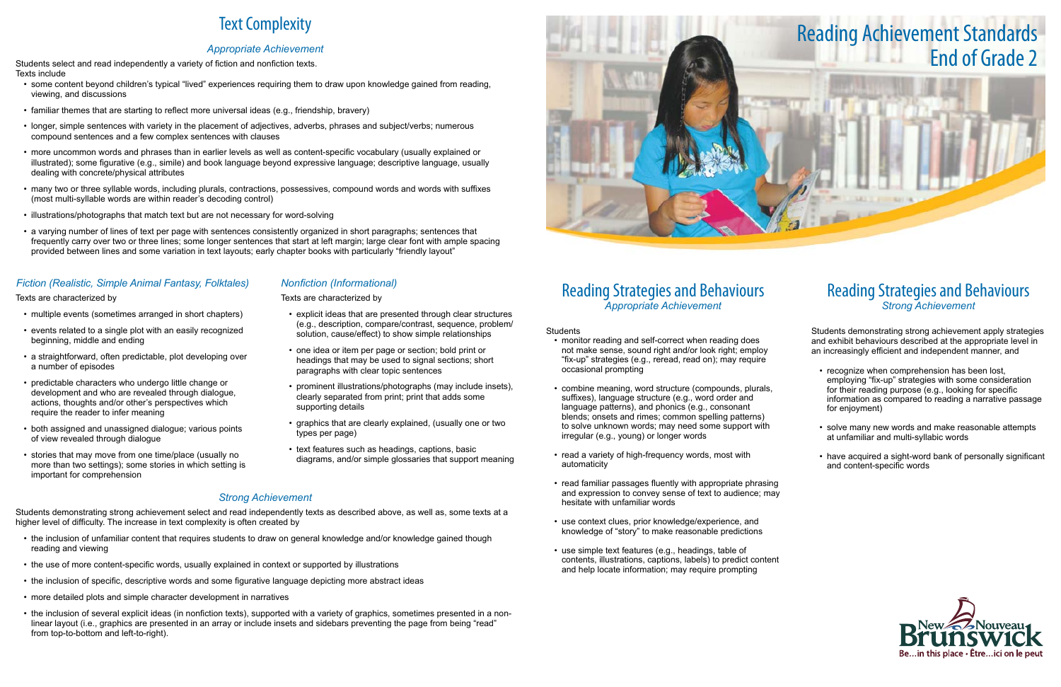# Reading Achievement Standards End of Grade 2

## Text Complexity

### *Appropriate Achievement*

Students select and read independently a variety of fiction and nonfiction texts.
Texts include

- some content beyond children's typical "lived" experiences requiring them to draw upon knowledge gained from reading, viewing, and discussions
- familiar themes that are starting to reflect more universal ideas (e.g., friendship, bravery)
- longer, simple sentences with variety in the placement of adjectives, adverbs, phrases and subject/verbs; numerous compound sentences and a few complex sentences with clauses
- more uncommon words and phrases than in earlier levels as well as content-specific vocabulary (usually explained or illustrated); some figurative (e.g., simile) and book language beyond expressive language; descriptive language, usually dealing with concrete/physical attributes
- many two or three syllable words, including plurals, contractions, possessives, compound words and words with suffixes (most multi-syllable words are within reader's decoding control)
- illustrations/photographs that match text but are not necessary for word-solving
- a varying number of lines of text per page with sentences consistently organized in short paragraphs; sentences that frequently carry over two or three lines; some longer sentences that start at left margin; large clear font with ample spacing provided between lines and some variation in text layouts; early chapter books with particularly "friendly layout"

#### *Fiction (Realistic, Simple Animal Fantasy, Folktales)*

Texts are characterized by

- multiple events (sometimes arranged in short chapters)
- events related to a single plot with an easily recognized beginning, middle and ending
- a straightforward, often predictable, plot developing over a number of episodes
- predictable characters who undergo little change or development and who are revealed through dialogue, actions, thoughts and/or other's perspectives which require the reader to infer meaning
- both assigned and unassigned dialogue; various points of view revealed through dialogue
- stories that may move from one time/place (usually no more than two settings); some stories in which setting is important for comprehension

#### *Nonfiction (Informational)*

Texts are characterized by

- explicit ideas that are presented through clear structures (e.g., description, compare/contrast, sequence, problem/solution, cause/effect) to show simple relationships
- one idea or item per page or section; bold print or headings that may be used to signal sections; short paragraphs with clear topic sentences
- prominent illustrations/photographs (may include insets), clearly separated from print; print that adds some supporting details
- graphics that are clearly explained, (usually one or two types per page)
- text features such as headings, captions, basic diagrams, and/or simple glossaries that support meaning

### *Strong Achievement*

Students demonstrating strong achievement select and read independently texts as described above, as well as, some texts at a higher level of difficulty. The increase in text complexity is often created by

- the inclusion of unfamiliar content that requires students to draw on general knowledge and/or knowledge gained though reading and viewing
- the use of more content-specific words, usually explained in context or supported by illustrations
- the inclusion of specific, descriptive words and some figurative language depicting more abstract ideas
- more detailed plots and simple character development in narratives
- the inclusion of several explicit ideas (in nonfiction texts), supported with a variety of graphics, sometimes presented in a non-linear layout (i.e., graphics are presented in an array or include insets and sidebars preventing the page from being "read" from top-to-bottom and left-to-right).

## Reading Strategies and Behaviours

### *Appropriate Achievement*

Students

- monitor reading and self-correct when reading does not make sense, sound right and/or look right; employ "fix-up" strategies (e.g., reread, read on); may require occasional prompting
- combine meaning, word structure (compounds, plurals, suffixes), language structure (e.g., word order and language patterns), and phonics (e.g., consonant blends; onsets and rimes; common spelling patterns) to solve unknown words; may need some support with irregular (e.g., young) or longer words
- read a variety of high-frequency words, most with automaticity
- read familiar passages fluently with appropriate phrasing and expression to convey sense of text to audience; may hesitate with unfamiliar words
- use context clues, prior knowledge/experience, and knowledge of "story" to make reasonable predictions
- use simple text features (e.g., headings, table of contents, illustrations, captions, labels) to predict content and help locate information; may require prompting

## Reading Strategies and Behaviours

### *Strong Achievement*

Students demonstrating strong achievement apply strategies and exhibit behaviours described at the appropriate level in an increasingly efficient and independent manner, and

- recognize when comprehension has been lost, employing "fix-up" strategies with some consideration for their reading purpose (e.g., looking for specific information as compared to reading a narrative passage for enjoyment)
- solve many new words and make reasonable attempts at unfamiliar and multi-syllabic words
- have acquired a sight-word bank of personally significant and content-specific words

New Brunswick Nouveau Brunswick
Be...in this place • Être...ici on le peut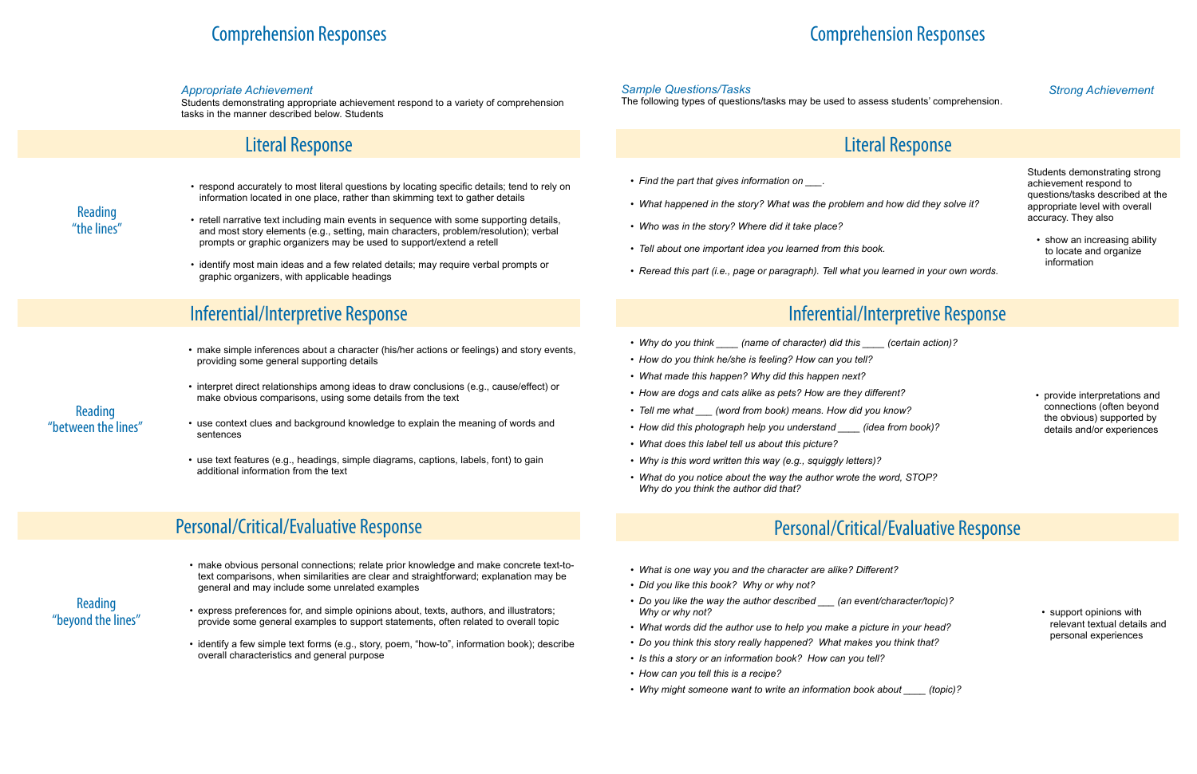# Comprehension Responses

*Appropriate Achievement*

Students demonstrating appropriate achievement respond to a variety of comprehension tasks in the manner described below. Students

## Literal Response

Reading "the lines"

- respond accurately to most literal questions by locating specific details; tend to rely on information located in one place, rather than skimming text to gather details
- retell narrative text including main events in sequence with some supporting details, and most story elements (e.g., setting, main characters, problem/resolution); verbal prompts or graphic organizers may be used to support/extend a retell
- identify most main ideas and a few related details; may require verbal prompts or graphic organizers, with applicable headings

## Inferential/Interpretive Response

Reading "between the lines"

- make simple inferences about a character (his/her actions or feelings) and story events, providing some general supporting details
- interpret direct relationships among ideas to draw conclusions (e.g., cause/effect) or make obvious comparisons, using some details from the text
- use context clues and background knowledge to explain the meaning of words and sentences
- use text features (e.g., headings, simple diagrams, captions, labels, font) to gain additional information from the text

## Personal/Critical/Evaluative Response

Reading "beyond the lines"

- make obvious personal connections; relate prior knowledge and make concrete text-to-text comparisons, when similarities are clear and straightforward; explanation may be general and may include some unrelated examples
- express preferences for, and simple opinions about, texts, authors, and illustrators; provide some general examples to support statements, often related to overall topic
- identify a few simple text forms (e.g., story, poem, "how-to", information book); describe overall characteristics and general purpose

# Comprehension Responses

*Sample Questions/Tasks*

The following types of questions/tasks may be used to assess students' comprehension.

*Strong Achievement*

## Literal Response

- *Find the part that gives information on ___.*
- *What happened in the story? What was the problem and how did they solve it?*
- *Who was in the story? Where did it take place?*
- *Tell about one important idea you learned from this book.*
- *Reread this part (i.e., page or paragraph). Tell what you learned in your own words.*

Students demonstrating strong achievement respond to questions/tasks described at the appropriate level with overall accuracy. They also

- show an increasing ability to locate and organize information

## Inferential/Interpretive Response

- *Why do you think ____ (name of character) did this ____ (certain action)?*
- *How do you think he/she is feeling? How can you tell?*
- *What made this happen? Why did this happen next?*
- *How are dogs and cats alike as pets? How are they different?*
- *Tell me what ___ (word from book) means. How did you know?*
- *How did this photograph help you understand ____ (idea from book)?*
- *What does this label tell us about this picture?*
- *Why is this word written this way (e.g., squiggly letters)?*
- *What do you notice about the way the author wrote the word, STOP? Why do you think the author did that?*

Strong Achievement:

- provide interpretations and connections (often beyond the obvious) supported by details and/or experiences

## Personal/Critical/Evaluative Response

- *What is one way you and the character are alike? Different?*
- *Did you like this book? Why or why not?*
- *Do you like the way the author described ___ (an event/character/topic)? Why or why not?*
- *What words did the author use to help you make a picture in your head?*
- *Do you think this story really happened? What makes you think that?*
- *Is this a story or an information book? How can you tell?*
- *How can you tell this is a recipe?*
- *Why might someone want to write an information book about ____ (topic)?*

Strong Achievement:

- support opinions with relevant textual details and personal experiences